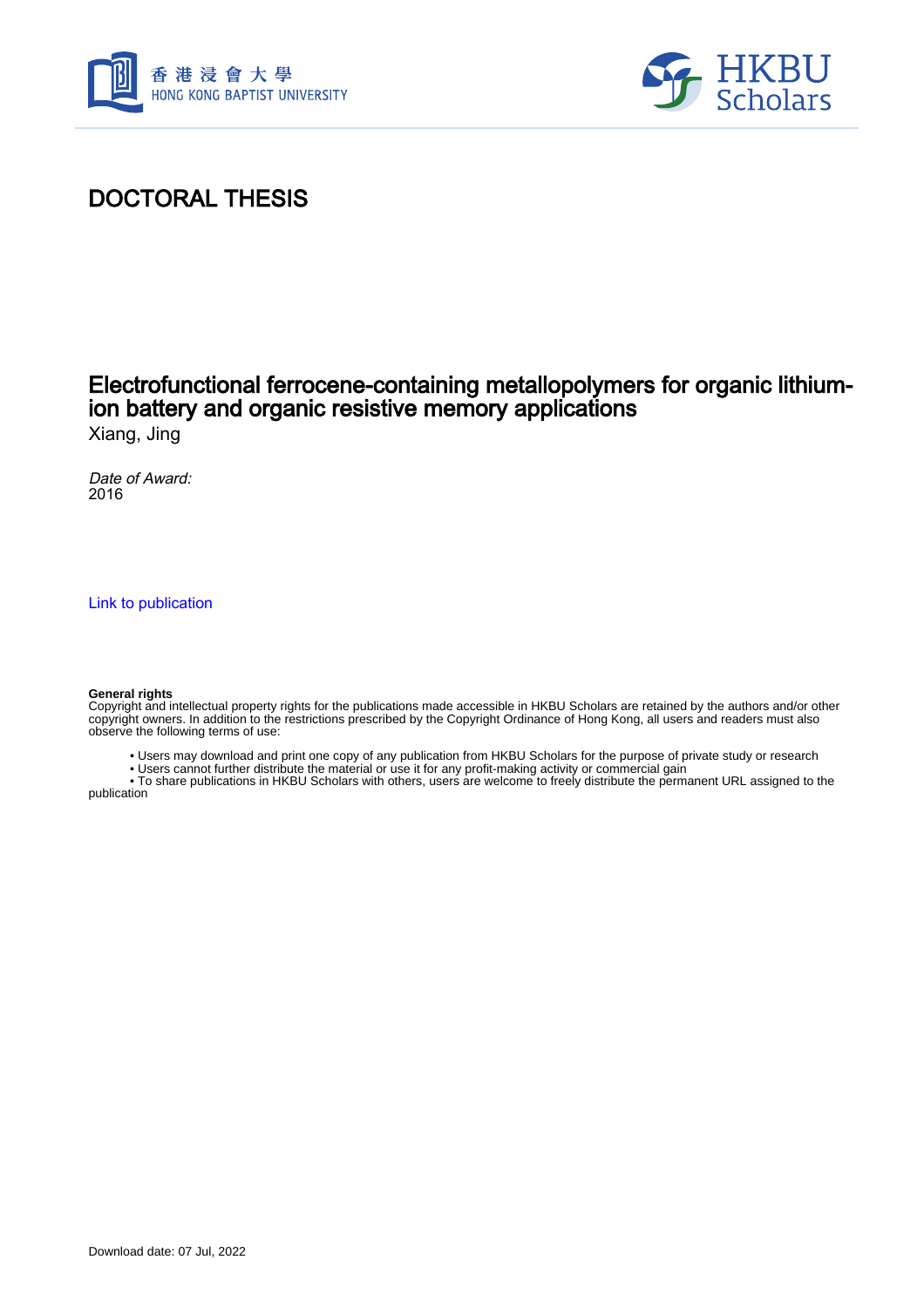香港浸會大學
HONG KONG BAPTIST UNIVERSITY

HKBU Scholars

# DOCTORAL THESIS

## Electrofunctional ferrocene-containing metallopolymers for organic lithium-ion battery and organic resistive memory applications

Xiang, Jing

*Date of Award:*
2016

Link to publication

**General rights**
Copyright and intellectual property rights for the publications made accessible in HKBU Scholars are retained by the authors and/or other copyright owners. In addition to the restrictions prescribed by the Copyright Ordinance of Hong Kong, all users and readers must also observe the following terms of use:

- Users may download and print one copy of any publication from HKBU Scholars for the purpose of private study or research
- Users cannot further distribute the material or use it for any profit-making activity or commercial gain
- To share publications in HKBU Scholars with others, users are welcome to freely distribute the permanent URL assigned to the publication

Download date: 07 Jul, 2022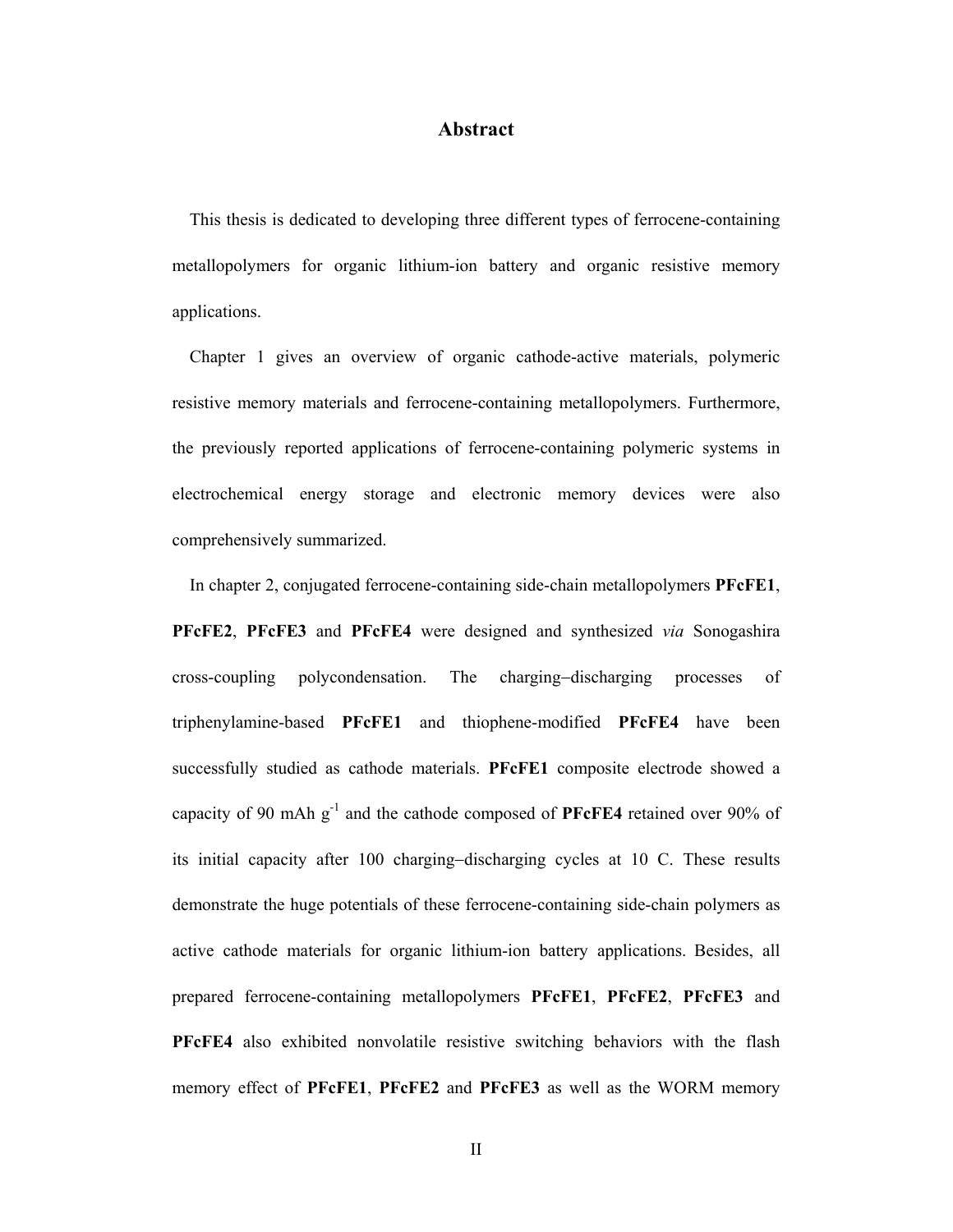# Abstract

This thesis is dedicated to developing three different types of ferrocene-containing metallopolymers for organic lithium-ion battery and organic resistive memory applications.

Chapter 1 gives an overview of organic cathode-active materials, polymeric resistive memory materials and ferrocene-containing metallopolymers. Furthermore, the previously reported applications of ferrocene-containing polymeric systems in electrochemical energy storage and electronic memory devices were also comprehensively summarized.

In chapter 2, conjugated ferrocene-containing side-chain metallopolymers **PFcFE1**, **PFcFE2**, **PFcFE3** and **PFcFE4** were designed and synthesized *via* Sonogashira cross-coupling polycondensation. The charging–discharging processes of triphenylamine-based **PFcFE1** and thiophene-modified **PFcFE4** have been successfully studied as cathode materials. **PFcFE1** composite electrode showed a capacity of 90 mAh $g^{-1}$ and the cathode composed of **PFcFE4** retained over 90% of its initial capacity after 100 charging–discharging cycles at 10 C. These results demonstrate the huge potentials of these ferrocene-containing side-chain polymers as active cathode materials for organic lithium-ion battery applications. Besides, all prepared ferrocene-containing metallopolymers **PFcFE1**, **PFcFE2**, **PFcFE3** and **PFcFE4** also exhibited nonvolatile resistive switching behaviors with the flash memory effect of **PFcFE1**, **PFcFE2** and **PFcFE3** as well as the WORM memory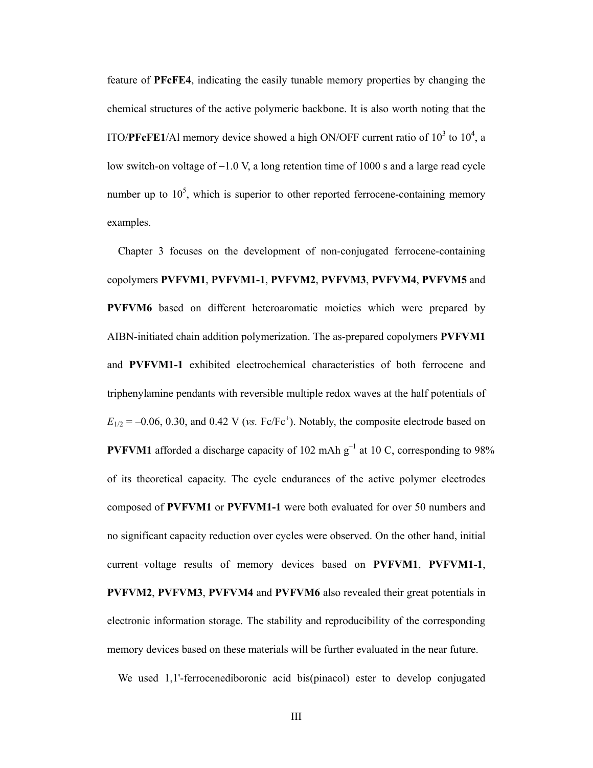feature of **PFcFE4**, indicating the easily tunable memory properties by changing the chemical structures of the active polymeric backbone. It is also worth noting that the ITO/**PFcFE1**/Al memory device showed a high ON/OFF current ratio of $10^3$ to $10^4$, a low switch-on voltage of −1.0 V, a long retention time of 1000 s and a large read cycle number up to $10^5$, which is superior to other reported ferrocene-containing memory examples.

Chapter 3 focuses on the development of non-conjugated ferrocene-containing copolymers **PVFVM1**, **PVFVM1-1**, **PVFVM2**, **PVFVM3**, **PVFVM4**, **PVFVM5** and **PVFVM6** based on different heteroaromatic moieties which were prepared by AIBN-initiated chain addition polymerization. The as-prepared copolymers **PVFVM1** and **PVFVM1-1** exhibited electrochemical characteristics of both ferrocene and triphenylamine pendants with reversible multiple redox waves at the half potentials of $E_{1/2}$ = –0.06, 0.30, and 0.42 V (*vs.* $Fc/Fc^+$). Notably, the composite electrode based on **PVFVM1** afforded a discharge capacity of 102 mAh $g^{-1}$ at 10 C, corresponding to 98% of its theoretical capacity. The cycle endurances of the active polymer electrodes composed of **PVFVM1** or **PVFVM1-1** were both evaluated for over 50 numbers and no significant capacity reduction over cycles were observed. On the other hand, initial current−voltage results of memory devices based on **PVFVM1**, **PVFVM1-1**, **PVFVM2**, **PVFVM3**, **PVFVM4** and **PVFVM6** also revealed their great potentials in electronic information storage. The stability and reproducibility of the corresponding memory devices based on these materials will be further evaluated in the near future.

We used 1,1'-ferrocenediboronic acid bis(pinacol) ester to develop conjugated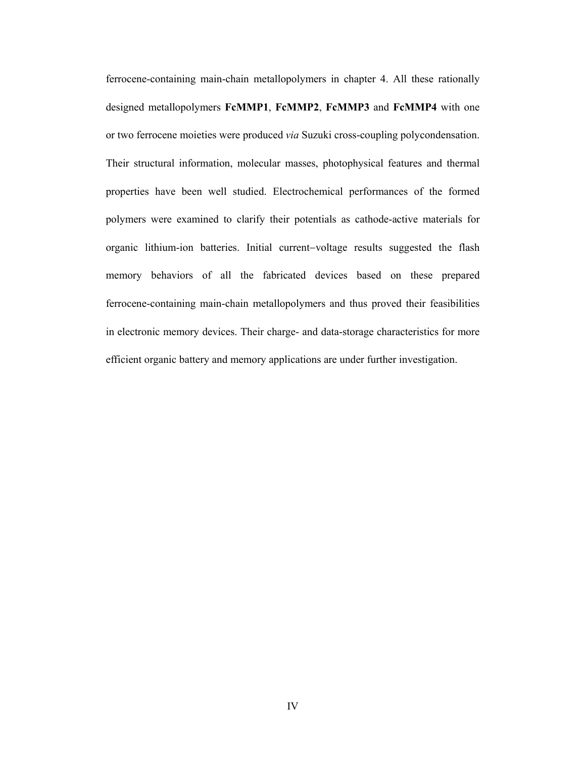ferrocene-containing main-chain metallopolymers in chapter 4. All these rationally designed metallopolymers **FcMMP1**, **FcMMP2**, **FcMMP3** and **FcMMP4** with one or two ferrocene moieties were produced *via* Suzuki cross-coupling polycondensation. Their structural information, molecular masses, photophysical features and thermal properties have been well studied. Electrochemical performances of the formed polymers were examined to clarify their potentials as cathode-active materials for organic lithium-ion batteries. Initial current−voltage results suggested the flash memory behaviors of all the fabricated devices based on these prepared ferrocene-containing main-chain metallopolymers and thus proved their feasibilities in electronic memory devices. Their charge- and data-storage characteristics for more efficient organic battery and memory applications are under further investigation.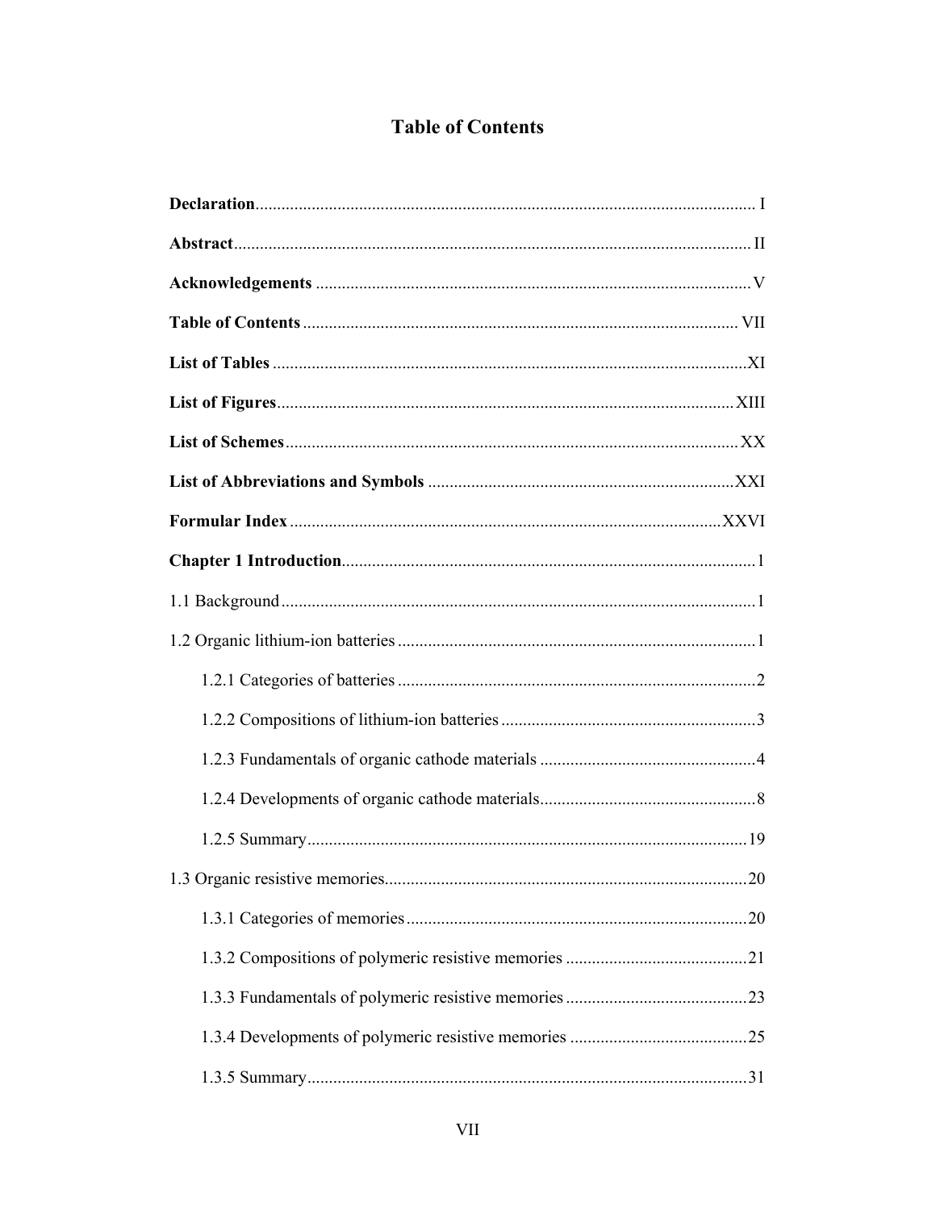# Table of Contents

**Declaration** ........ I

**Abstract** ........ II

**Acknowledgements** ........ V

**Table of Contents** ........ VII

**List of Tables** ........ XI

**List of Figures** ........ XIII

**List of Schemes** ........ XX

**List of Abbreviations and Symbols** ........ XXI

**Formular Index** ........ XXVI

**Chapter 1 Introduction** ........ 1

1.1 Background ........ 1

1.2 Organic lithium-ion batteries ........ 1

- 1.2.1 Categories of batteries ........ 2
- 1.2.2 Compositions of lithium-ion batteries ........ 3
- 1.2.3 Fundamentals of organic cathode materials ........ 4
- 1.2.4 Developments of organic cathode materials ........ 8
- 1.2.5 Summary ........ 19

1.3 Organic resistive memories ........ 20

- 1.3.1 Categories of memories ........ 20
- 1.3.2 Compositions of polymeric resistive memories ........ 21
- 1.3.3 Fundamentals of polymeric resistive memories ........ 23
- 1.3.4 Developments of polymeric resistive memories ........ 25
- 1.3.5 Summary ........ 31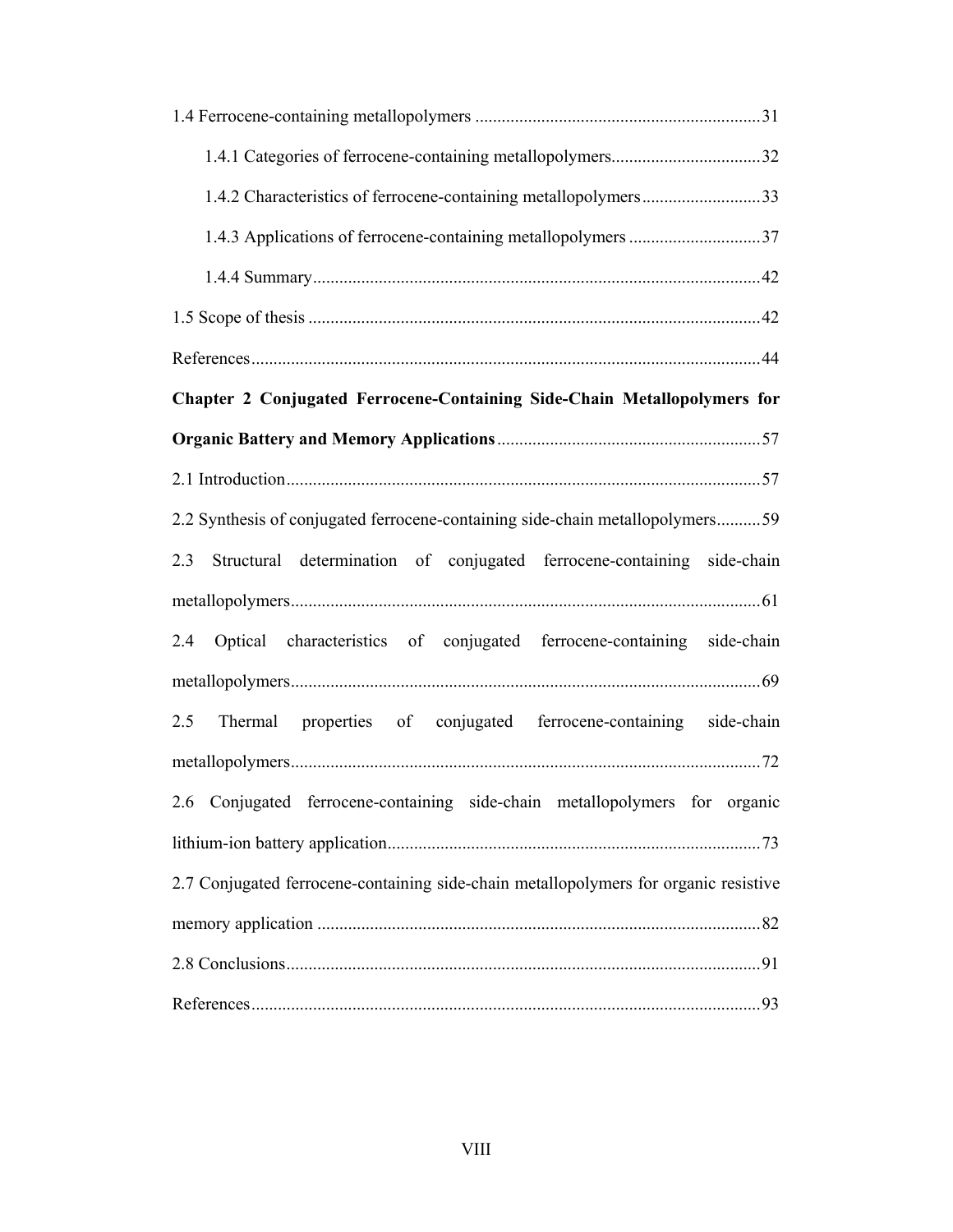1.4 Ferrocene-containing metallopolymers ................................................................31

1.4.1 Categories of ferrocene-containing metallopolymers.................................32

1.4.2 Characteristics of ferrocene-containing metallopolymers...........................33

1.4.3 Applications of ferrocene-containing metallopolymers ..............................37

1.4.4 Summary.....................................................................................................42

1.5 Scope of thesis .......................................................................................................42

References...................................................................................................................44

**Chapter 2 Conjugated Ferrocene-Containing Side-Chain Metallopolymers for Organic Battery and Memory Applications**............................................................57

2.1 Introduction...........................................................................................................57

2.2 Synthesis of conjugated ferrocene-containing side-chain metallopolymers..........59

2.3 Structural determination of conjugated ferrocene-containing side-chain metallopolymers..........................................................................................................61

2.4 Optical characteristics of conjugated ferrocene-containing side-chain metallopolymers..........................................................................................................69

2.5 Thermal properties of conjugated ferrocene-containing side-chain metallopolymers..........................................................................................................72

2.6 Conjugated ferrocene-containing side-chain metallopolymers for organic lithium-ion battery application....................................................................................73

2.7 Conjugated ferrocene-containing side-chain metallopolymers for organic resistive memory application ....................................................................................................82

2.8 Conclusions...........................................................................................................91

References...................................................................................................................93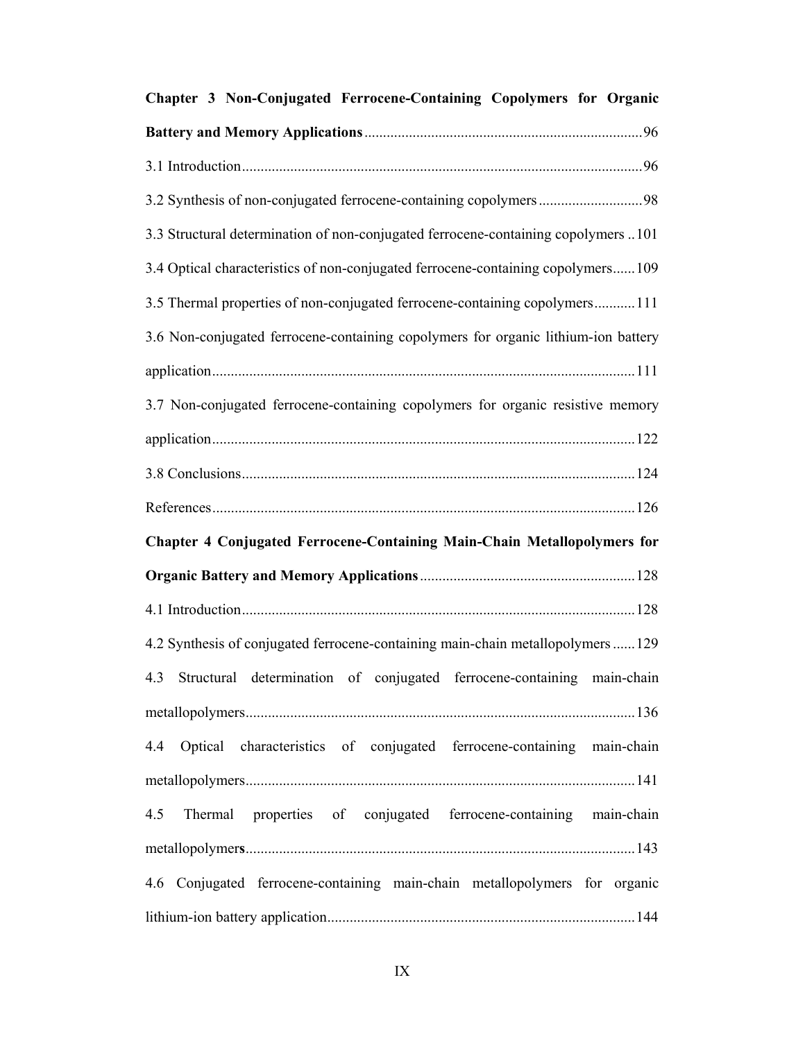**Chapter 3 Non-Conjugated Ferrocene-Containing Copolymers for Organic Battery and Memory Applications** ........ 96

3.1 Introduction ........ 96

3.2 Synthesis of non-conjugated ferrocene-containing copolymers ........ 98

3.3 Structural determination of non-conjugated ferrocene-containing copolymers ........ 101

3.4 Optical characteristics of non-conjugated ferrocene-containing copolymers ........ 109

3.5 Thermal properties of non-conjugated ferrocene-containing copolymers ........ 111

3.6 Non-conjugated ferrocene-containing copolymers for organic lithium-ion battery application ........ 111

3.7 Non-conjugated ferrocene-containing copolymers for organic resistive memory application ........ 122

3.8 Conclusions ........ 124

References ........ 126

**Chapter 4 Conjugated Ferrocene-Containing Main-Chain Metallopolymers for Organic Battery and Memory Applications** ........ 128

4.1 Introduction ........ 128

4.2 Synthesis of conjugated ferrocene-containing main-chain metallopolymers ........ 129

4.3 Structural determination of conjugated ferrocene-containing main-chain metallopolymers ........ 136

4.4 Optical characteristics of conjugated ferrocene-containing main-chain metallopolymers ........ 141

4.5 Thermal properties of conjugated ferrocene-containing main-chain metallopolymers ........ 143

4.6 Conjugated ferrocene-containing main-chain metallopolymers for organic lithium-ion battery application ........ 144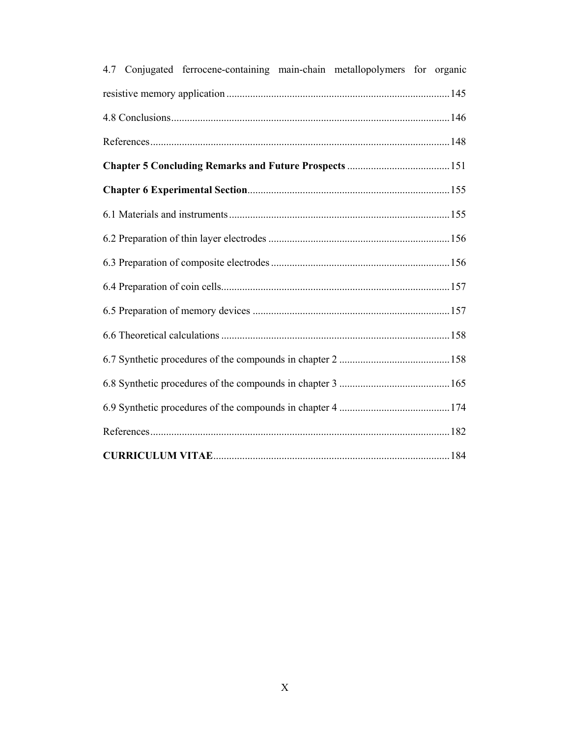4.7 Conjugated ferrocene-containing main-chain metallopolymers for organic resistive memory application ....................................................................................145

4.8 Conclusions.........................................................................................................146

References.................................................................................................................148

**Chapter 5 Concluding Remarks and Future Prospects** .......................................151

**Chapter 6 Experimental Section**............................................................................155

6.1 Materials and instruments...................................................................................155

6.2 Preparation of thin layer electrodes ....................................................................156

6.3 Preparation of composite electrodes...................................................................156

6.4 Preparation of coin cells......................................................................................157

6.5 Preparation of memory devices ..........................................................................157

6.6 Theoretical calculations ......................................................................................158

6.7 Synthetic procedures of the compounds in chapter 2 ..........................................158

6.8 Synthetic procedures of the compounds in chapter 3 ..........................................165

6.9 Synthetic procedures of the compounds in chapter 4 ..........................................174

References.................................................................................................................182

**CURRICULUM VITAE**.........................................................................................184